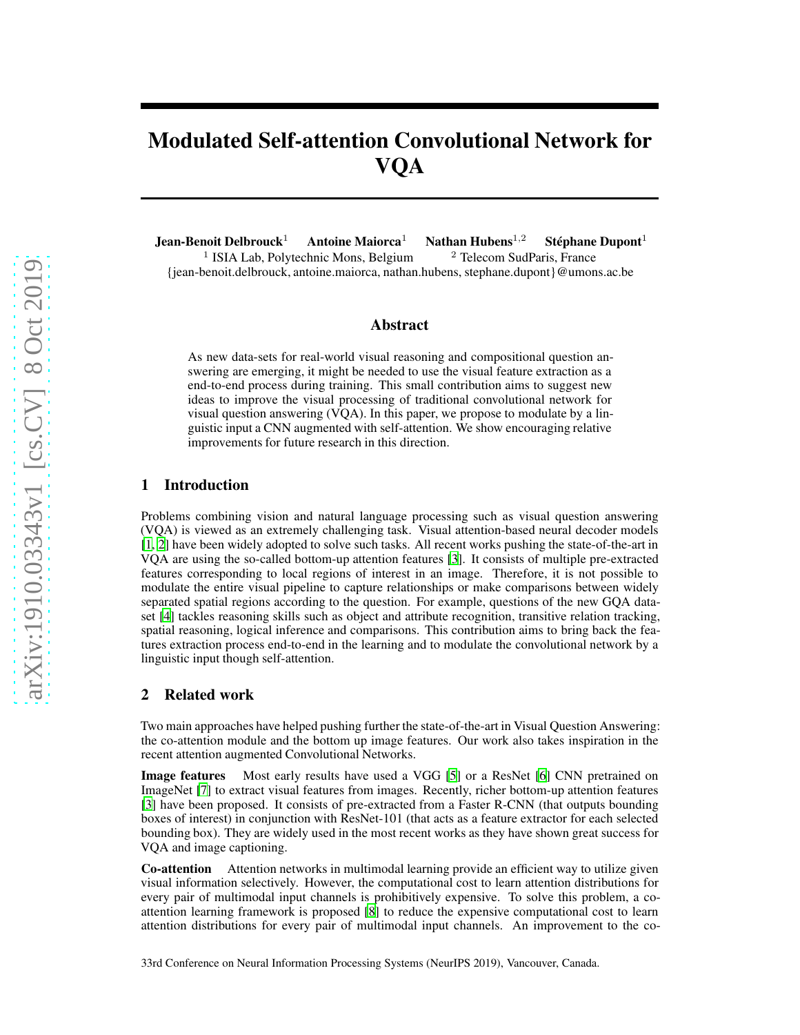# Modulated Self-attention Convolutional Network for VQA

**Jean-Benoit Delbrouck**[1] **Antoine Maiorca**[1] **Nathan Hubens**[1,2] **Stéphane Dupont**[1]

[1] ISIA Lab, Polytechnic Mons, Belgium [2] Telecom SudParis, France

{jean-benoit.delbrouck, antoine.maiorca, nathan.hubens, stephane.dupont}@umons.ac.be

## Abstract

As new data-sets for real-world visual reasoning and compositional question answering are emerging, it might be needed to use the visual feature extraction as a end-to-end process during training. This small contribution aims to suggest new ideas to improve the visual processing of traditional convolutional network for visual question answering (VQA). In this paper, we propose to modulate by a linguistic input a CNN augmented with self-attention. We show encouraging relative improvements for future research in this direction.

## 1 Introduction

Problems combining vision and natural language processing such as visual question answering (VQA) is viewed as an extremely challenging task. Visual attention-based neural decoder models [1, 2] have been widely adopted to solve such tasks. All recent works pushing the state-of-the-art in VQA are using the so-called bottom-up attention features [3]. It consists of multiple pre-extracted features corresponding to local regions of interest in an image. Therefore, it is not possible to modulate the entire visual pipeline to capture relationships or make comparisons between widely separated spatial regions according to the question. For example, questions of the new GQA dataset [4] tackles reasoning skills such as object and attribute recognition, transitive relation tracking, spatial reasoning, logical inference and comparisons. This contribution aims to bring back the features extraction process end-to-end in the learning and to modulate the convolutional network by a linguistic input though self-attention.

## 2 Related work

Two main approaches have helped pushing further the state-of-the-art in Visual Question Answering: the co-attention module and the bottom up image features. Our work also takes inspiration in the recent attention augmented Convolutional Networks.

**Image features** Most early results have used a VGG [5] or a ResNet [6] CNN pretrained on ImageNet [7] to extract visual features from images. Recently, richer bottom-up attention features [3] have been proposed. It consists of pre-extracted from a Faster R-CNN (that outputs bounding boxes of interest) in conjunction with ResNet-101 (that acts as a feature extractor for each selected bounding box). They are widely used in the most recent works as they have shown great success for VQA and image captioning.

**Co-attention** Attention networks in multimodal learning provide an efficient way to utilize given visual information selectively. However, the computational cost to learn attention distributions for every pair of multimodal input channels is prohibitively expensive. To solve this problem, a co-attention learning framework is proposed [8] to reduce the expensive computational cost to learn attention distributions for every pair of multimodal input channels. An improvement to the co-

33rd Conference on Neural Information Processing Systems (NeurIPS 2019), Vancouver, Canada.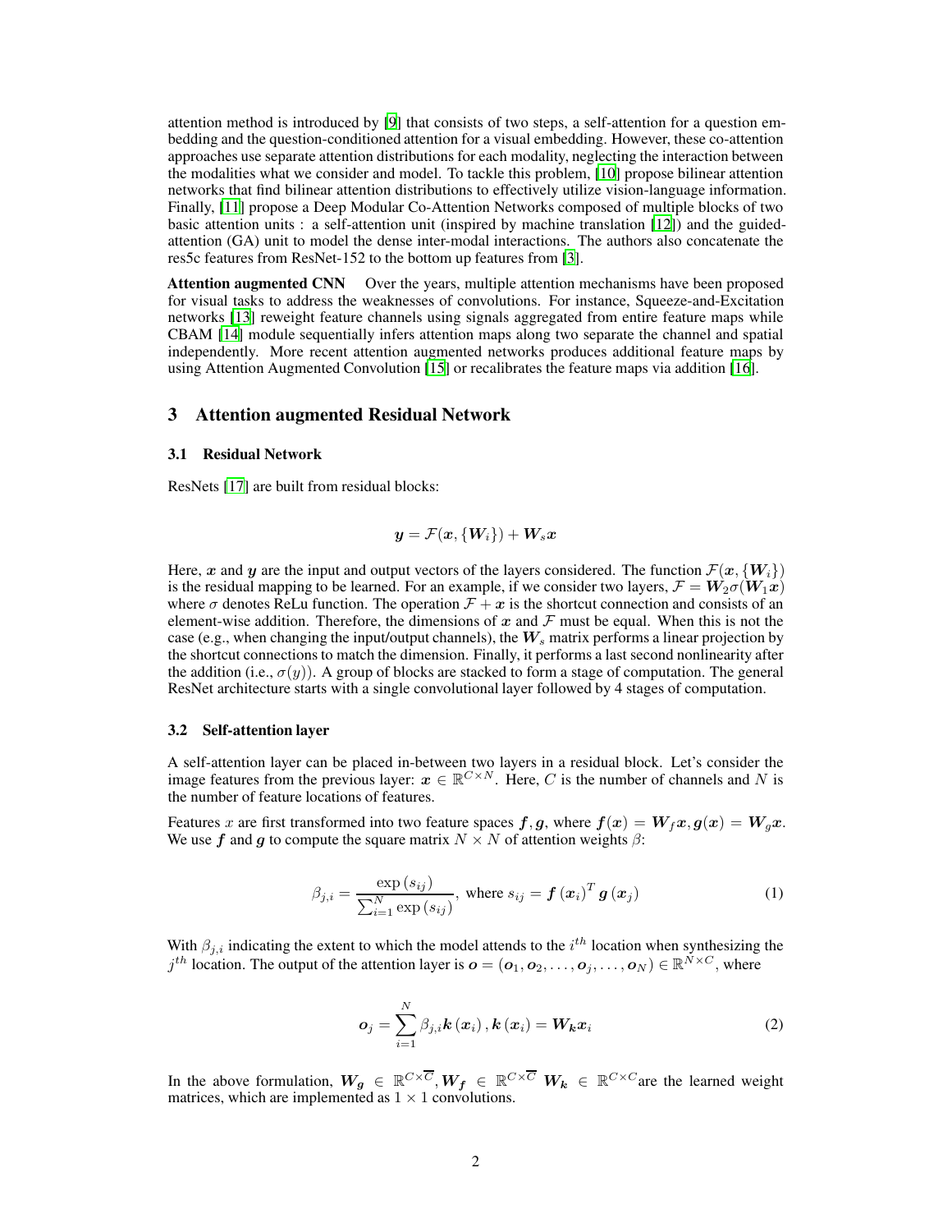attention method is introduced by [9] that consists of two steps, a self-attention for a question embedding and the question-conditioned attention for a visual embedding. However, these co-attention approaches use separate attention distributions for each modality, neglecting the interaction between the modalities what we consider and model. To tackle this problem, [10] propose bilinear attention networks that find bilinear attention distributions to effectively utilize vision-language information. Finally, [11] propose a Deep Modular Co-Attention Networks composed of multiple blocks of two basic attention units : a self-attention unit (inspired by machine translation [12]) and the guided-attention (GA) unit to model the dense inter-modal interactions. The authors also concatenate the res5c features from ResNet-152 to the bottom up features from [3].

**Attention augmented CNN** Over the years, multiple attention mechanisms have been proposed for visual tasks to address the weaknesses of convolutions. For instance, Squeeze-and-Excitation networks [13] reweight feature channels using signals aggregated from entire feature maps while CBAM [14] module sequentially infers attention maps along two separate the channel and spatial independently. More recent attention augmented networks produces additional feature maps by using Attention Augmented Convolution [15] or recalibrates the feature maps via addition [16].

## 3 Attention augmented Residual Network

### 3.1 Residual Network

ResNets [17] are built from residual blocks:

$$\boldsymbol{y} = \mathcal{F}(\boldsymbol{x}, \{\boldsymbol{W}_i\}) + \boldsymbol{W}_s \boldsymbol{x}$$

Here, $\boldsymbol{x}$ and $\boldsymbol{y}$ are the input and output vectors of the layers considered. The function $\mathcal{F}(\boldsymbol{x}, \{\boldsymbol{W}_i\})$ is the residual mapping to be learned. For an example, if we consider two layers, $\mathcal{F} = \boldsymbol{W}_2 \sigma(\boldsymbol{W}_1 \boldsymbol{x})$ where $\sigma$ denotes ReLu function. The operation $\mathcal{F} + \boldsymbol{x}$ is the shortcut connection and consists of an element-wise addition. Therefore, the dimensions of $\boldsymbol{x}$ and $\mathcal{F}$ must be equal. When this is not the case (e.g., when changing the input/output channels), the $\boldsymbol{W}_s$ matrix performs a linear projection by the shortcut connections to match the dimension. Finally, it performs a last second nonlinearity after the addition (i.e., $\sigma(y)$). A group of blocks are stacked to form a stage of computation. The general ResNet architecture starts with a single convolutional layer followed by 4 stages of computation.

### 3.2 Self-attention layer

A self-attention layer can be placed in-between two layers in a residual block. Let's consider the image features from the previous layer: $\boldsymbol{x} \in \mathbb{R}^{C \times N}$. Here, $C$ is the number of channels and $N$ is the number of feature locations of features.

Features $x$ are first transformed into two feature spaces $\boldsymbol{f}, \boldsymbol{g}$, where $\boldsymbol{f}(\boldsymbol{x}) = \boldsymbol{W}_f \boldsymbol{x}, \boldsymbol{g}(\boldsymbol{x}) = \boldsymbol{W}_g \boldsymbol{x}$. We use $\boldsymbol{f}$ and $\boldsymbol{g}$ to compute the square matrix $N \times N$ of attention weights $\beta$:

$$\beta_{j,i} = \frac{\exp\left(s_{ij}\right)}{\sum_{i=1}^{N} \exp\left(s_{ij}\right)}, \text{ where } s_{ij} = \boldsymbol{f}\left(\boldsymbol{x}_i\right)^T \boldsymbol{g}\left(\boldsymbol{x}_j\right) \tag{1}$$

With $\beta_{j,i}$ indicating the extent to which the model attends to the $i^{th}$ location when synthesizing the $j^{th}$ location. The output of the attention layer is $\boldsymbol{o} = (\boldsymbol{o}_1, \boldsymbol{o}_2, \ldots, \boldsymbol{o}_j, \ldots, \boldsymbol{o}_N) \in \mathbb{R}^{N \times C}$, where

$$\boldsymbol{o}_j = \sum_{i=1}^{N} \beta_{j,i} \boldsymbol{k}\left(\boldsymbol{x}_i\right), \boldsymbol{k}\left(\boldsymbol{x}_i\right) = \boldsymbol{W}_{\boldsymbol{k}} \boldsymbol{x}_i \tag{2}$$

In the above formulation, $\boldsymbol{W_g} \in \mathbb{R}^{C \times \overline{C}}, \boldsymbol{W_f} \in \mathbb{R}^{C \times \overline{C}}$ $\boldsymbol{W_k} \in \mathbb{R}^{C \times C}$are the learned weight matrices, which are implemented as $1 \times 1$ convolutions.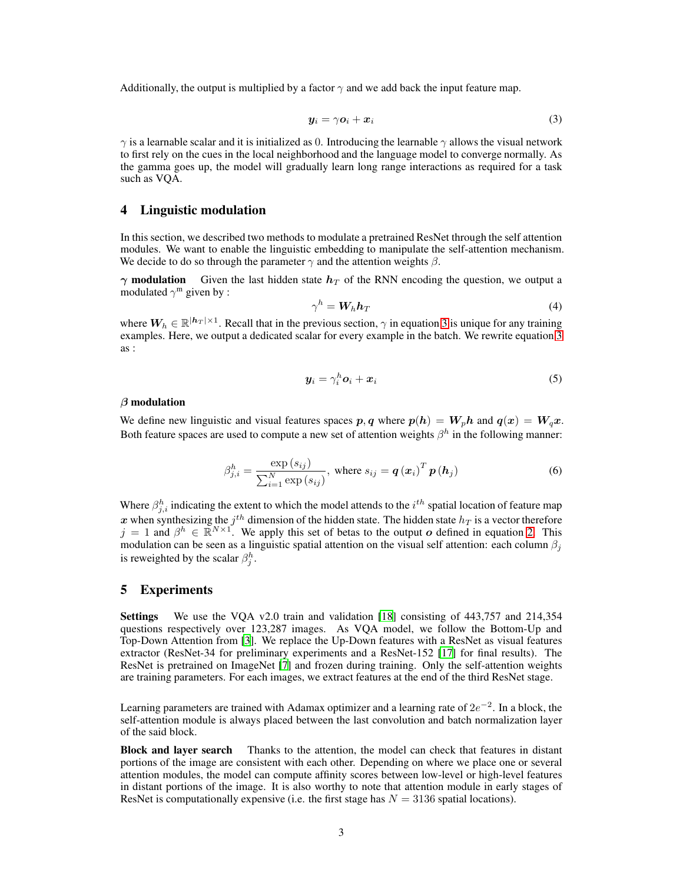Additionally, the output is multiplied by a factor $\gamma$ and we add back the input feature map.

$$\boldsymbol{y}_i = \gamma \boldsymbol{o}_i + \boldsymbol{x}_i \tag{3}$$

$\gamma$ is a learnable scalar and it is initialized as 0. Introducing the learnable $\gamma$ allows the visual network to first rely on the cues in the local neighborhood and the language model to converge normally. As the gamma goes up, the model will gradually learn long range interactions as required for a task such as VQA.

## 4 Linguistic modulation

In this section, we described two methods to modulate a pretrained ResNet through the self attention modules. We want to enable the linguistic embedding to manipulate the self-attention mechanism. We decide to do so through the parameter $\gamma$ and the attention weights $\beta$.

**$\gamma$ modulation** Given the last hidden state $\boldsymbol{h}_T$ of the RNN encoding the question, we output a modulated $\gamma^{\text{m}}$ given by :

$$\gamma^h = \boldsymbol{W}_h \boldsymbol{h}_T \tag{4}$$

where $\boldsymbol{W}_h \in \mathbb{R}^{|\boldsymbol{h}_T| \times 1}$. Recall that in the previous section, $\gamma$ in equation 3 is unique for any training examples. Here, we output a dedicated scalar for every example in the batch. We rewrite equation 3 as :

$$\boldsymbol{y}_i = \gamma_i^h \boldsymbol{o}_i + \boldsymbol{x}_i \tag{5}$$

**$\beta$ modulation**

We define new linguistic and visual features spaces $\boldsymbol{p}, \boldsymbol{q}$ where $\boldsymbol{p}(\boldsymbol{h}) = \boldsymbol{W}_p \boldsymbol{h}$ and $\boldsymbol{q}(\boldsymbol{x}) = \boldsymbol{W}_q \boldsymbol{x}$. Both feature spaces are used to compute a new set of attention weights $\beta^h$ in the following manner:

$$\beta_{j,i}^h = \frac{\exp(s_{ij})}{\sum_{i=1}^{N} \exp(s_{ij})}, \text{ where } s_{ij} = \boldsymbol{q}(\boldsymbol{x}_i)^T \boldsymbol{p}(\boldsymbol{h}_j) \tag{6}$$

Where $\beta_{j,i}^h$ indicating the extent to which the model attends to the $i^{th}$ spatial location of feature map $\boldsymbol{x}$ when synthesizing the $j^{th}$ dimension of the hidden state. The hidden state $h_T$ is a vector therefore $j = 1$ and $\beta^h \in \mathbb{R}^{N \times 1}$. We apply this set of betas to the output $\boldsymbol{o}$ defined in equation 2. This modulation can be seen as a linguistic spatial attention on the visual self attention: each column $\beta_j$ is reweighted by the scalar $\beta_j^h$.

## 5 Experiments

**Settings** We use the VQA v2.0 train and validation [18] consisting of 443,757 and 214,354 questions respectively over 123,287 images. As VQA model, we follow the Bottom-Up and Top-Down Attention from [3]. We replace the Up-Down features with a ResNet as visual features extractor (ResNet-34 for preliminary experiments and a ResNet-152 [17] for final results). The ResNet is pretrained on ImageNet [7] and frozen during training. Only the self-attention weights are training parameters. For each images, we extract features at the end of the third ResNet stage.

Learning parameters are trained with Adamax optimizer and a learning rate of $2e^{-2}$. In a block, the self-attention module is always placed between the last convolution and batch normalization layer of the said block.

**Block and layer search** Thanks to the attention, the model can check that features in distant portions of the image are consistent with each other. Depending on where we place one or several attention modules, the model can compute affinity scores between low-level or high-level features in distant portions of the image. It is also worthy to note that attention module in early stages of ResNet is computationally expensive (i.e. the first stage has $N = 3136$ spatial locations).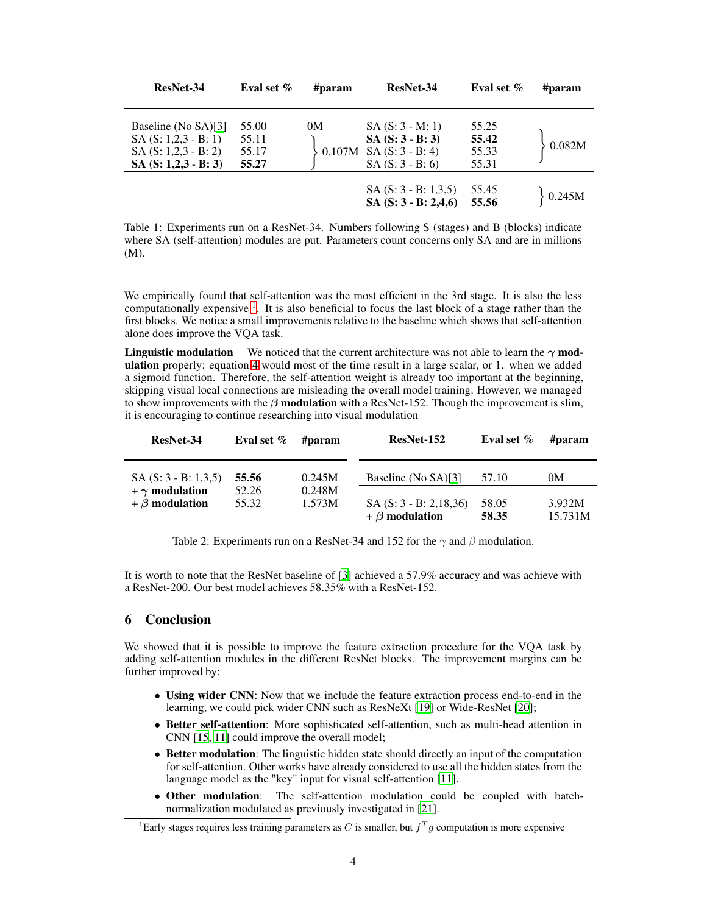| ResNet-34 | Eval set % | #param | ResNet-34 | Eval set % | #param |
|---|---|---|---|---|---|
| Baseline (No SA)[3] | 55.00 | 0M | SA (S: 3 - M: 1) | 55.25 | 0.082M |
| SA (S: 1,2,3 - B: 1) | 55.11 | 0.107M | **SA (S: 3 - B: 3)** | **55.42** | |
| SA (S: 1,2,3 - B: 2) | 55.17 | | SA (S: 3 - B: 4) | 55.33 | |
| **SA (S: 1,2,3 - B: 3)** | **55.27** | | SA (S: 3 - B: 6) | 55.31 | |
| | | | SA (S: 3 - B: 1,3,5) | 55.45 | 0.245M |
| | | | **SA (S: 3 - B: 2,4,6)** | **55.56** | |

Table 1: Experiments run on a ResNet-34. Numbers following S (stages) and B (blocks) indicate where SA (self-attention) modules are put. Parameters count concerns only SA and are in millions (M).

We empirically found that self-attention was the most efficient in the 3rd stage. It is also the less computationally expensive [1]. It is also beneficial to focus the last block of a stage rather than the first blocks. We notice a small improvements relative to the baseline which shows that self-attention alone does improve the VQA task.

**Linguistic modulation** We noticed that the current architecture was not able to learn the $\gamma$ **modulation** properly: equation 4 would most of the time result in a large scalar, or 1. when we added a sigmoid function. Therefore, the self-attention weight is already too important at the beginning, skipping visual local connections are misleading the overall model training. However, we managed to show improvements with the $\beta$ **modulation** with a ResNet-152. Though the improvement is slim, it is encouraging to continue researching into visual modulation

| ResNet-34 | Eval set % | #param | ResNet-152 | Eval set % | #param |
|---|---|---|---|---|---|
| SA (S: 3 - B: 1,3,5) | **55.56** | 0.245M | Baseline (No SA)[3] | 57.10 | 0M |
| + $\gamma$ **modulation** | 52.26 | 0.248M | SA (S: 3 - B: 2,18,36) | 58.05 | 3.932M |
| + $\beta$ **modulation** | 55.32 | 1.573M | + $\beta$ **modulation** | **58.35** | 15.731M |

Table 2: Experiments run on a ResNet-34 and 152 for the $\gamma$ and $\beta$ modulation.

It is worth to note that the ResNet baseline of [3] achieved a 57.9% accuracy and was achieve with a ResNet-200. Our best model achieves 58.35% with a ResNet-152.

## 6 Conclusion

We showed that it is possible to improve the feature extraction procedure for the VQA task by adding self-attention modules in the different ResNet blocks. The improvement margins can be further improved by:

- **Using wider CNN**: Now that we include the feature extraction process end-to-end in the learning, we could pick wider CNN such as ResNeXt [19] or Wide-ResNet [20];
- **Better self-attention**: More sophisticated self-attention, such as multi-head attention in CNN [15, 11] could improve the overall model;
- **Better modulation**: The linguistic hidden state should directly an input of the computation for self-attention. Other works have already considered to use all the hidden states from the language model as the "key" input for visual self-attention [11].
- **Other modulation**: The self-attention modulation could be coupled with batch-normalization modulated as previously investigated in [21].

[1] Early stages requires less training parameters as $C$ is smaller, but $f^T g$ computation is more expensive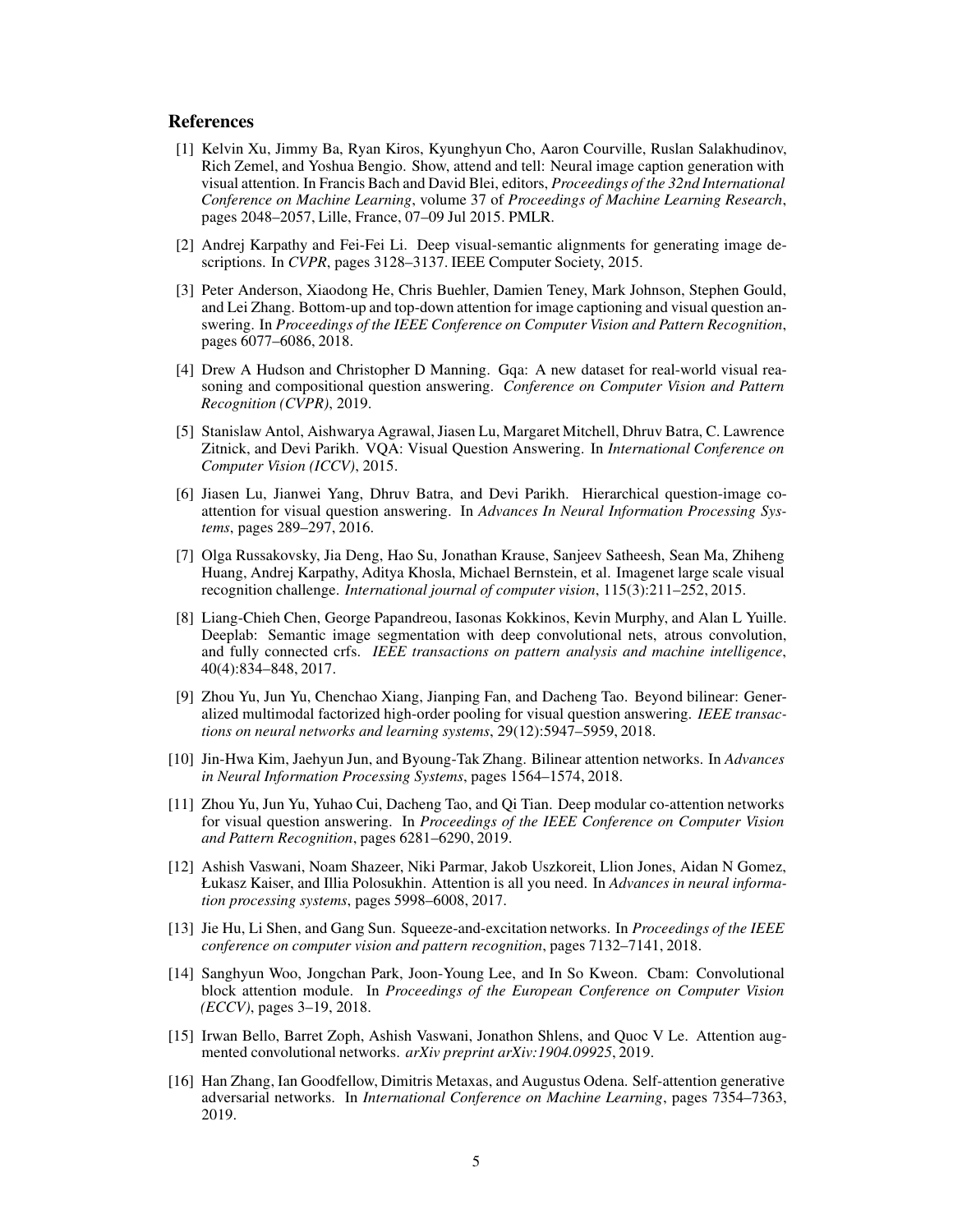## References

[1] Kelvin Xu, Jimmy Ba, Ryan Kiros, Kyunghyun Cho, Aaron Courville, Ruslan Salakhudinov, Rich Zemel, and Yoshua Bengio. Show, attend and tell: Neural image caption generation with visual attention. In Francis Bach and David Blei, editors, *Proceedings of the 32nd International Conference on Machine Learning*, volume 37 of *Proceedings of Machine Learning Research*, pages 2048–2057, Lille, France, 07–09 Jul 2015. PMLR.

[2] Andrej Karpathy and Fei-Fei Li. Deep visual-semantic alignments for generating image descriptions. In *CVPR*, pages 3128–3137. IEEE Computer Society, 2015.

[3] Peter Anderson, Xiaodong He, Chris Buehler, Damien Teney, Mark Johnson, Stephen Gould, and Lei Zhang. Bottom-up and top-down attention for image captioning and visual question answering. In *Proceedings of the IEEE Conference on Computer Vision and Pattern Recognition*, pages 6077–6086, 2018.

[4] Drew A Hudson and Christopher D Manning. Gqa: A new dataset for real-world visual reasoning and compositional question answering. *Conference on Computer Vision and Pattern Recognition (CVPR)*, 2019.

[5] Stanislaw Antol, Aishwarya Agrawal, Jiasen Lu, Margaret Mitchell, Dhruv Batra, C. Lawrence Zitnick, and Devi Parikh. VQA: Visual Question Answering. In *International Conference on Computer Vision (ICCV)*, 2015.

[6] Jiasen Lu, Jianwei Yang, Dhruv Batra, and Devi Parikh. Hierarchical question-image co-attention for visual question answering. In *Advances In Neural Information Processing Systems*, pages 289–297, 2016.

[7] Olga Russakovsky, Jia Deng, Hao Su, Jonathan Krause, Sanjeev Satheesh, Sean Ma, Zhiheng Huang, Andrej Karpathy, Aditya Khosla, Michael Bernstein, et al. Imagenet large scale visual recognition challenge. *International journal of computer vision*, 115(3):211–252, 2015.

[8] Liang-Chieh Chen, George Papandreou, Iasonas Kokkinos, Kevin Murphy, and Alan L Yuille. Deeplab: Semantic image segmentation with deep convolutional nets, atrous convolution, and fully connected crfs. *IEEE transactions on pattern analysis and machine intelligence*, 40(4):834–848, 2017.

[9] Zhou Yu, Jun Yu, Chenchao Xiang, Jianping Fan, and Dacheng Tao. Beyond bilinear: Generalized multimodal factorized high-order pooling for visual question answering. *IEEE transactions on neural networks and learning systems*, 29(12):5947–5959, 2018.

[10] Jin-Hwa Kim, Jaehyun Jun, and Byoung-Tak Zhang. Bilinear attention networks. In *Advances in Neural Information Processing Systems*, pages 1564–1574, 2018.

[11] Zhou Yu, Jun Yu, Yuhao Cui, Dacheng Tao, and Qi Tian. Deep modular co-attention networks for visual question answering. In *Proceedings of the IEEE Conference on Computer Vision and Pattern Recognition*, pages 6281–6290, 2019.

[12] Ashish Vaswani, Noam Shazeer, Niki Parmar, Jakob Uszkoreit, Llion Jones, Aidan N Gomez, Łukasz Kaiser, and Illia Polosukhin. Attention is all you need. In *Advances in neural information processing systems*, pages 5998–6008, 2017.

[13] Jie Hu, Li Shen, and Gang Sun. Squeeze-and-excitation networks. In *Proceedings of the IEEE conference on computer vision and pattern recognition*, pages 7132–7141, 2018.

[14] Sanghyun Woo, Jongchan Park, Joon-Young Lee, and In So Kweon. Cbam: Convolutional block attention module. In *Proceedings of the European Conference on Computer Vision (ECCV)*, pages 3–19, 2018.

[15] Irwan Bello, Barret Zoph, Ashish Vaswani, Jonathon Shlens, and Quoc V Le. Attention augmented convolutional networks. *arXiv preprint arXiv:1904.09925*, 2019.

[16] Han Zhang, Ian Goodfellow, Dimitris Metaxas, and Augustus Odena. Self-attention generative adversarial networks. In *International Conference on Machine Learning*, pages 7354–7363, 2019.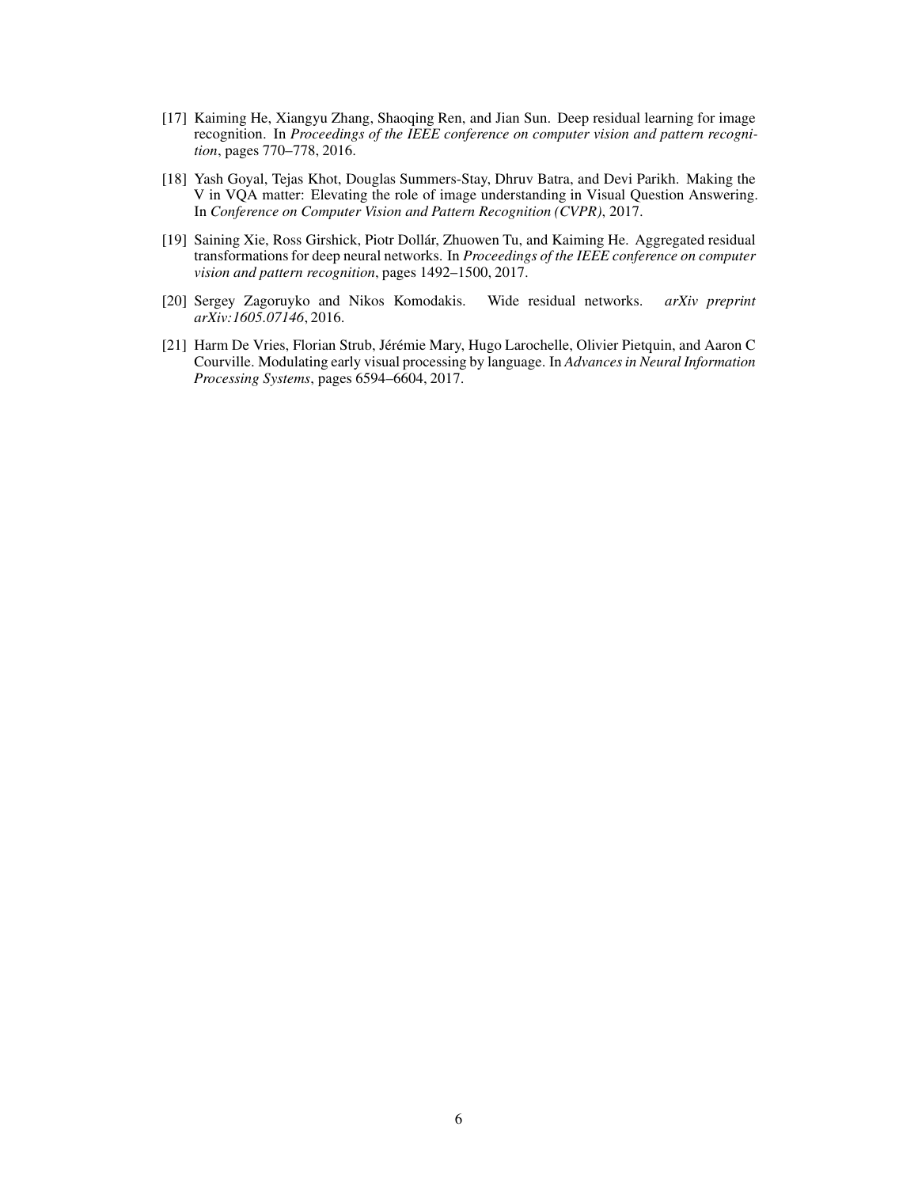[17] Kaiming He, Xiangyu Zhang, Shaoqing Ren, and Jian Sun. Deep residual learning for image recognition. In *Proceedings of the IEEE conference on computer vision and pattern recognition*, pages 770–778, 2016.

[18] Yash Goyal, Tejas Khot, Douglas Summers-Stay, Dhruv Batra, and Devi Parikh. Making the V in VQA matter: Elevating the role of image understanding in Visual Question Answering. In *Conference on Computer Vision and Pattern Recognition (CVPR)*, 2017.

[19] Saining Xie, Ross Girshick, Piotr Dollár, Zhuowen Tu, and Kaiming He. Aggregated residual transformations for deep neural networks. In *Proceedings of the IEEE conference on computer vision and pattern recognition*, pages 1492–1500, 2017.

[20] Sergey Zagoruyko and Nikos Komodakis. Wide residual networks. *arXiv preprint arXiv:1605.07146*, 2016.

[21] Harm De Vries, Florian Strub, Jérémie Mary, Hugo Larochelle, Olivier Pietquin, and Aaron C Courville. Modulating early visual processing by language. In *Advances in Neural Information Processing Systems*, pages 6594–6604, 2017.